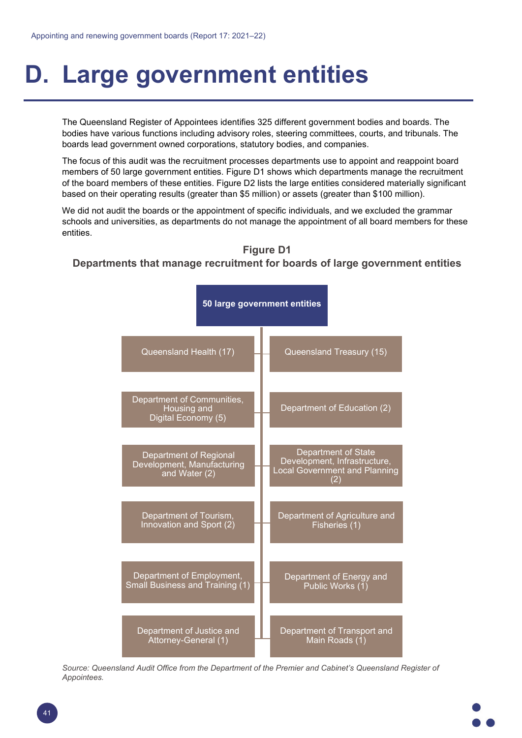# D. Large government entities

The Queensland Register of Appointees identifies 325 different government bodies and boards. The bodies have various functions including advisory roles, steering committees, courts, and tribunals. The boards lead government owned corporations, statutory bodies, and companies.

The focus of this audit was the recruitment processes departments use to appoint and reappoint board members of 50 large government entities. Figure D1 shows which departments manage the recruitment of the board members of these entities. Figure D2 lists the large entities considered materially significant based on their operating results (greater than $5 million) or assets (greater than $100 million).

We did not audit the boards or the appointment of specific individuals, and we excluded the grammar schools and universities, as departments do not manage the appointment of all board members for these entities.

**Figure D1**
**Departments that manage recruitment for boards of large government entities**

**50 large government entities**

- Queensland Health (17)
- Queensland Treasury (15)
- Department of Communities, Housing and Digital Economy (5)
- Department of Education (2)
- Department of Regional Development, Manufacturing and Water (2)
- Department of State Development, Infrastructure, Local Government and Planning (2)
- Department of Tourism, Innovation and Sport (2)
- Department of Agriculture and Fisheries (1)
- Department of Employment, Small Business and Training (1)
- Department of Energy and Public Works (1)
- Department of Justice and Attorney-General (1)
- Department of Transport and Main Roads (1)

*Source: Queensland Audit Office from the Department of the Premier and Cabinet's Queensland Register of Appointees.*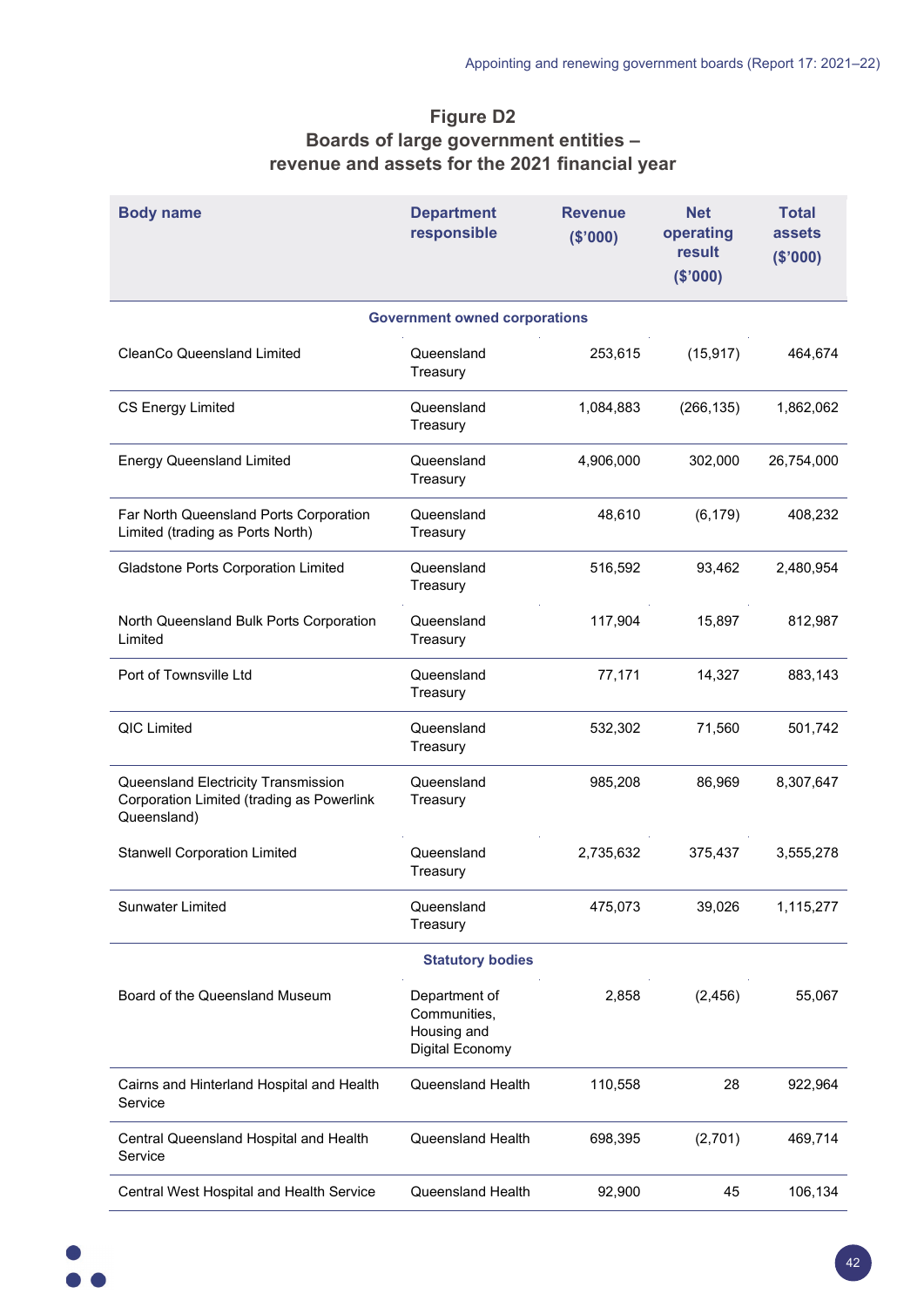## Figure D2
## Boards of large government entities – revenue and assets for the 2021 financial year

| Body name | Department responsible | Revenue ($'000) | Net operating result ($'000) | Total assets ($'000) |
|---|---|---|---|---|
| **Government owned corporations** | | | | |
| CleanCo Queensland Limited | Queensland Treasury | 253,615 | (15,917) | 464,674 |
| CS Energy Limited | Queensland Treasury | 1,084,883 | (266,135) | 1,862,062 |
| Energy Queensland Limited | Queensland Treasury | 4,906,000 | 302,000 | 26,754,000 |
| Far North Queensland Ports Corporation Limited (trading as Ports North) | Queensland Treasury | 48,610 | (6,179) | 408,232 |
| Gladstone Ports Corporation Limited | Queensland Treasury | 516,592 | 93,462 | 2,480,954 |
| North Queensland Bulk Ports Corporation Limited | Queensland Treasury | 117,904 | 15,897 | 812,987 |
| Port of Townsville Ltd | Queensland Treasury | 77,171 | 14,327 | 883,143 |
| QIC Limited | Queensland Treasury | 532,302 | 71,560 | 501,742 |
| Queensland Electricity Transmission Corporation Limited (trading as Powerlink Queensland) | Queensland Treasury | 985,208 | 86,969 | 8,307,647 |
| Stanwell Corporation Limited | Queensland Treasury | 2,735,632 | 375,437 | 3,555,278 |
| Sunwater Limited | Queensland Treasury | 475,073 | 39,026 | 1,115,277 |
| **Statutory bodies** | | | | |
| Board of the Queensland Museum | Department of Communities, Housing and Digital Economy | 2,858 | (2,456) | 55,067 |
| Cairns and Hinterland Hospital and Health Service | Queensland Health | 110,558 | 28 | 922,964 |
| Central Queensland Hospital and Health Service | Queensland Health | 698,395 | (2,701) | 469,714 |
| Central West Hospital and Health Service | Queensland Health | 92,900 | 45 | 106,134 |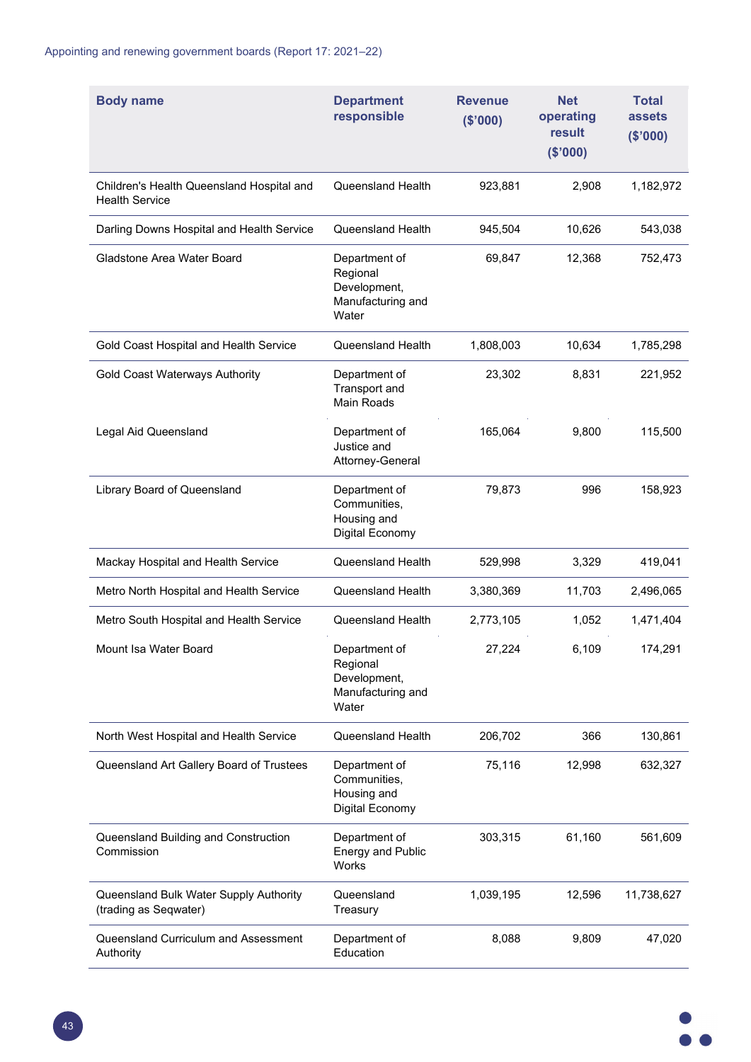| Body name | Department responsible | Revenue ($'000) | Net operating result ($'000) | Total assets ($'000) |
|---|---|---|---|---|
| Children's Health Queensland Hospital and Health Service | Queensland Health | 923,881 | 2,908 | 1,182,972 |
| Darling Downs Hospital and Health Service | Queensland Health | 945,504 | 10,626 | 543,038 |
| Gladstone Area Water Board | Department of Regional Development, Manufacturing and Water | 69,847 | 12,368 | 752,473 |
| Gold Coast Hospital and Health Service | Queensland Health | 1,808,003 | 10,634 | 1,785,298 |
| Gold Coast Waterways Authority | Department of Transport and Main Roads | 23,302 | 8,831 | 221,952 |
| Legal Aid Queensland | Department of Justice and Attorney-General | 165,064 | 9,800 | 115,500 |
| Library Board of Queensland | Department of Communities, Housing and Digital Economy | 79,873 | 996 | 158,923 |
| Mackay Hospital and Health Service | Queensland Health | 529,998 | 3,329 | 419,041 |
| Metro North Hospital and Health Service | Queensland Health | 3,380,369 | 11,703 | 2,496,065 |
| Metro South Hospital and Health Service | Queensland Health | 2,773,105 | 1,052 | 1,471,404 |
| Mount Isa Water Board | Department of Regional Development, Manufacturing and Water | 27,224 | 6,109 | 174,291 |
| North West Hospital and Health Service | Queensland Health | 206,702 | 366 | 130,861 |
| Queensland Art Gallery Board of Trustees | Department of Communities, Housing and Digital Economy | 75,116 | 12,998 | 632,327 |
| Queensland Building and Construction Commission | Department of Energy and Public Works | 303,315 | 61,160 | 561,609 |
| Queensland Bulk Water Supply Authority (trading as Seqwater) | Queensland Treasury | 1,039,195 | 12,596 | 11,738,627 |
| Queensland Curriculum and Assessment Authority | Department of Education | 8,088 | 9,809 | 47,020 |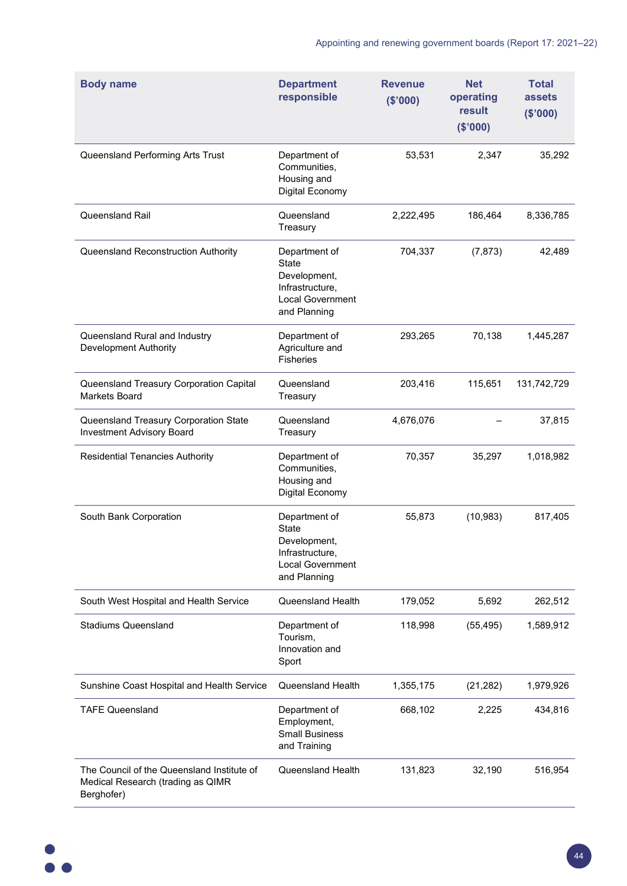| Body name | Department responsible | Revenue ($'000) | Net operating result ($'000) | Total assets ($'000) |
|---|---|---|---|---|
| Queensland Performing Arts Trust | Department of Communities, Housing and Digital Economy | 53,531 | 2,347 | 35,292 |
| Queensland Rail | Queensland Treasury | 2,222,495 | 186,464 | 8,336,785 |
| Queensland Reconstruction Authority | Department of State Development, Infrastructure, Local Government and Planning | 704,337 | (7,873) | 42,489 |
| Queensland Rural and Industry Development Authority | Department of Agriculture and Fisheries | 293,265 | 70,138 | 1,445,287 |
| Queensland Treasury Corporation Capital Markets Board | Queensland Treasury | 203,416 | 115,651 | 131,742,729 |
| Queensland Treasury Corporation State Investment Advisory Board | Queensland Treasury | 4,676,076 | – | 37,815 |
| Residential Tenancies Authority | Department of Communities, Housing and Digital Economy | 70,357 | 35,297 | 1,018,982 |
| South Bank Corporation | Department of State Development, Infrastructure, Local Government and Planning | 55,873 | (10,983) | 817,405 |
| South West Hospital and Health Service | Queensland Health | 179,052 | 5,692 | 262,512 |
| Stadiums Queensland | Department of Tourism, Innovation and Sport | 118,998 | (55,495) | 1,589,912 |
| Sunshine Coast Hospital and Health Service | Queensland Health | 1,355,175 | (21,282) | 1,979,926 |
| TAFE Queensland | Department of Employment, Small Business and Training | 668,102 | 2,225 | 434,816 |
| The Council of the Queensland Institute of Medical Research (trading as QIMR Berghofer) | Queensland Health | 131,823 | 32,190 | 516,954 |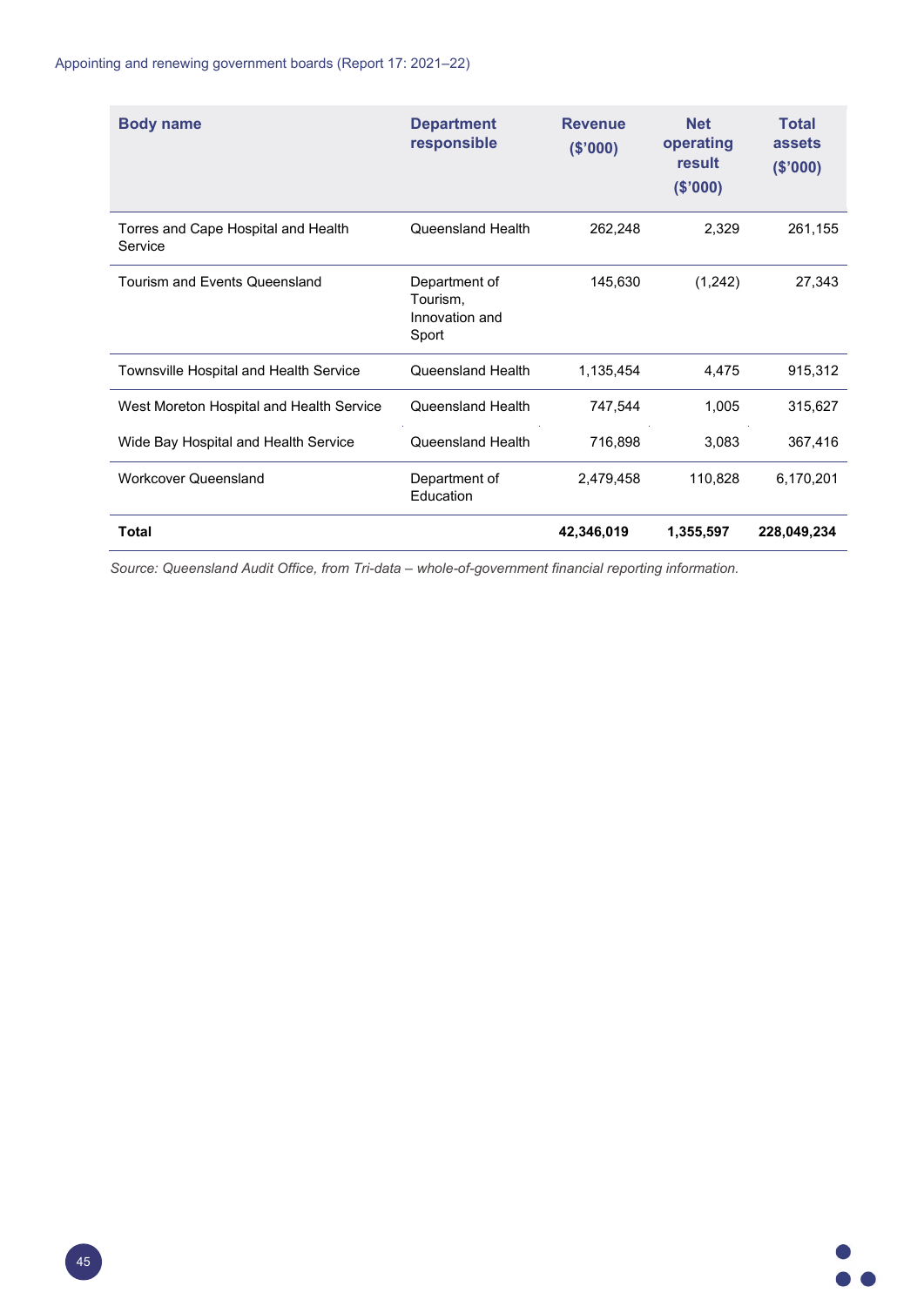| Body name | Department responsible | Revenue ($'000) | Net operating result ($'000) | Total assets ($'000) |
|---|---|---|---|---|
| Torres and Cape Hospital and Health Service | Queensland Health | 262,248 | 2,329 | 261,155 |
| Tourism and Events Queensland | Department of Tourism, Innovation and Sport | 145,630 | (1,242) | 27,343 |
| Townsville Hospital and Health Service | Queensland Health | 1,135,454 | 4,475 | 915,312 |
| West Moreton Hospital and Health Service | Queensland Health | 747,544 | 1,005 | 315,627 |
| Wide Bay Hospital and Health Service | Queensland Health | 716,898 | 3,083 | 367,416 |
| Workcover Queensland | Department of Education | 2,479,458 | 110,828 | 6,170,201 |
| **Total** | | **42,346,019** | **1,355,597** | **228,049,234** |

*Source: Queensland Audit Office, from Tri-data – whole-of-government financial reporting information.*